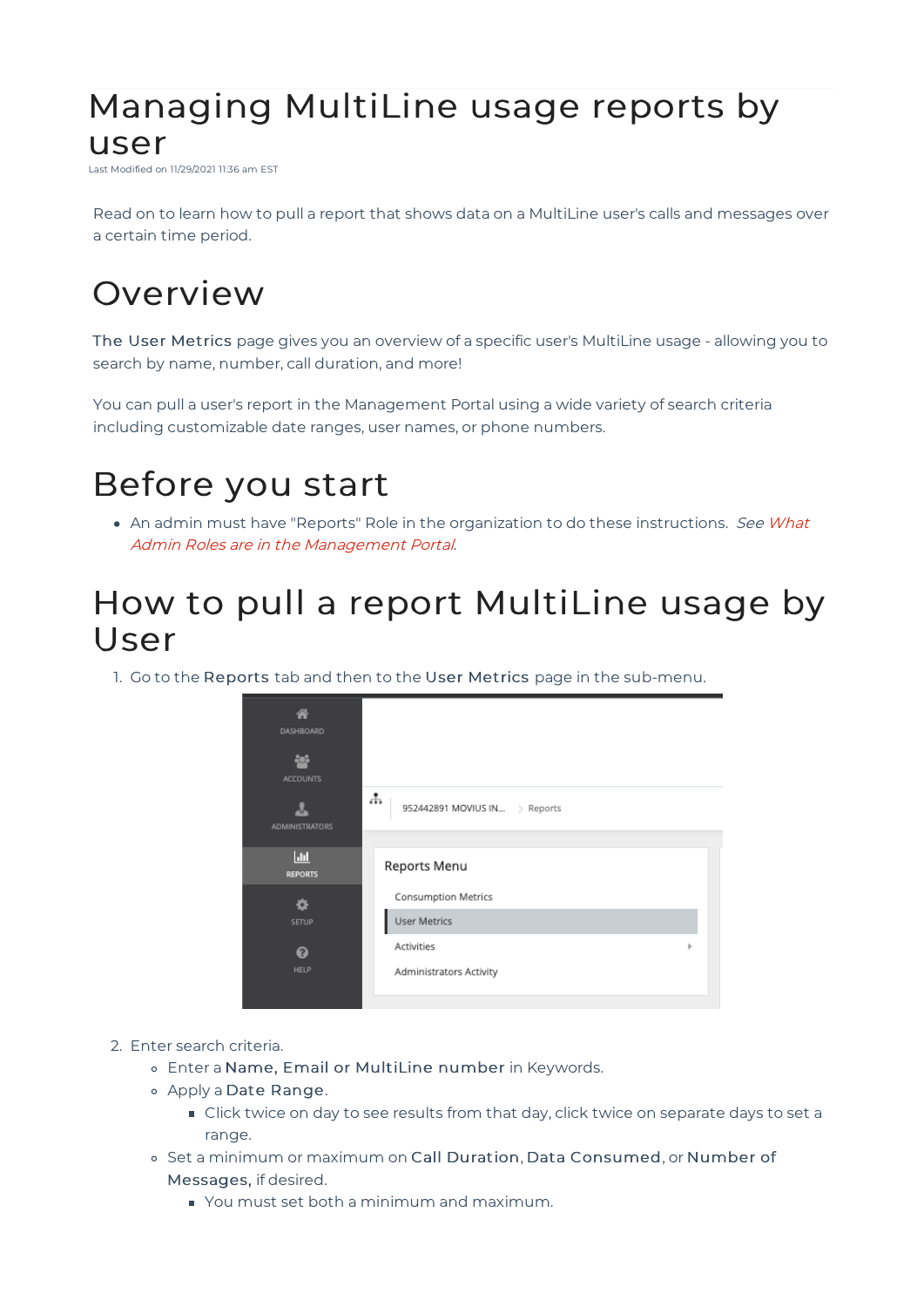# Managing MultiLine usage reports by user

Last Modified on 11/29/2021 11:36 am EST

Read on to learn how to pull a report that shows data on a MultiLine user's calls and messages over a certain time period.

## Overview

**The User Metrics** page gives you an overview of a specific user's MultiLine usage - allowing you to search by name, number, call duration, and more!

You can pull a user's report in the Management Portal using a wide variety of search criteria including customizable date ranges, user names, or phone numbers.

## Before you start

- An admin must have "Reports" Role in the organization to do these instructions. *See What Admin Roles are in the Management Portal.*

## How to pull a report MultiLine usage by User

1. Go to the **Reports** tab and then to the **User Metrics** page in the sub-menu.

2. Enter search criteria.
   - Enter a **Name, Email or MultiLine number** in Keywords.
   - Apply a **Date Range**.
     - Click twice on day to see results from that day, click twice on separate days to set a range.
   - Set a minimum or maximum on **Call Duration**, **Data Consumed**, or **Number of Messages,** if desired.
     - You must set both a minimum and maximum.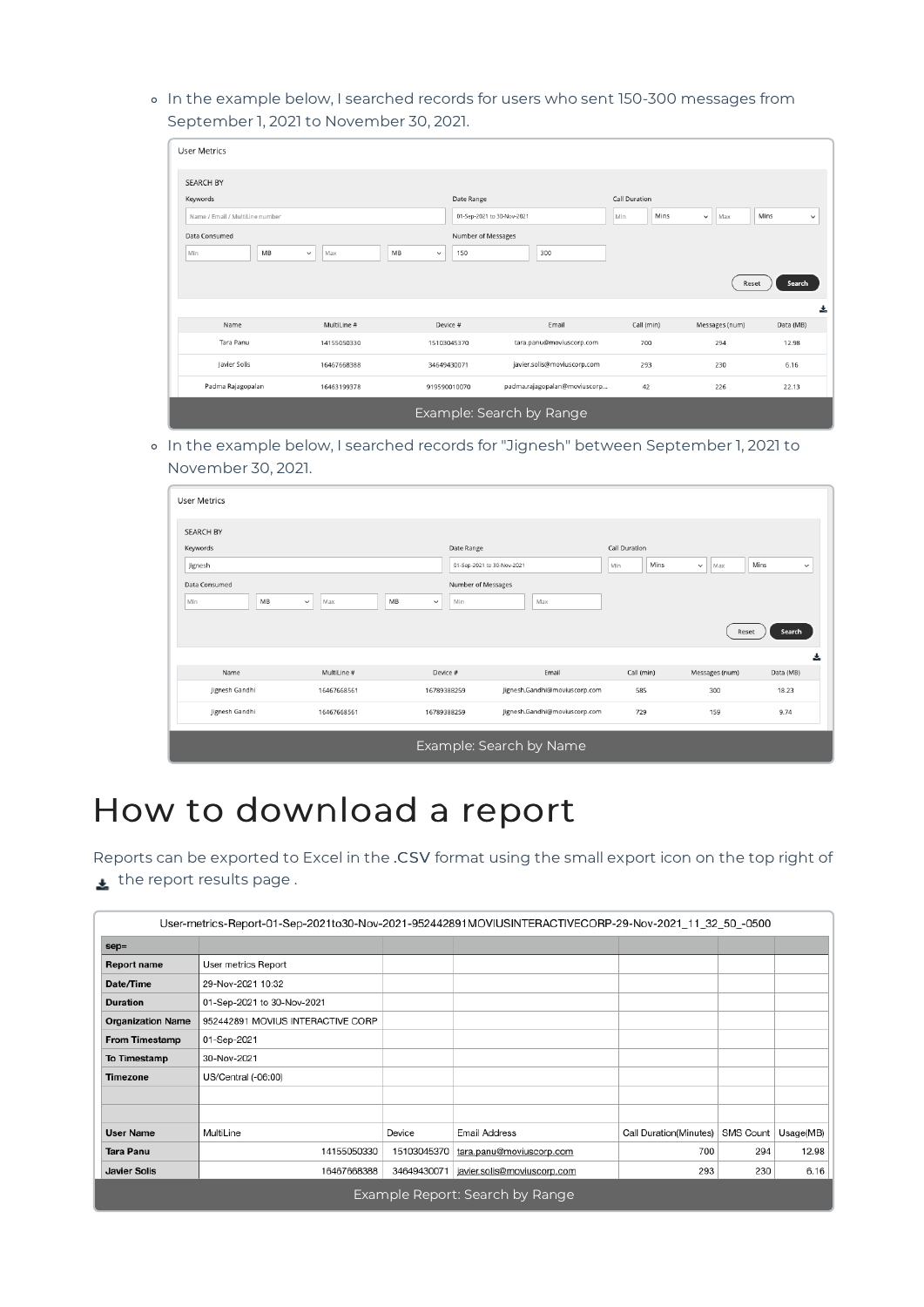- In the example below, I searched records for users who sent 150-300 messages from September 1, 2021 to November 30, 2021.

User Metrics

SEARCH BY

Keywords: Name / Email / MultiLine number

Date Range: 01-Sep-2021 to 30-Nov-2021

Call Duration: Min Mins Max Mins

Data Consumed: Min MB Max MB

Number of Messages: 150 300

Reset Search

| Name | MultiLine # | Device # | Email | Call (min) | Messages (num) | Data (MB) |
|---|---|---|---|---|---|---|
| Tara Panu | 14155050330 | 15103045370 | tara.panu@moviuscorp.com | 700 | 294 | 12.98 |
| Javier Solis | 16467668388 | 34649430071 | javier.solis@moviuscorp.com | 293 | 230 | 6.16 |
| Padma Rajagopalan | 16463199378 | 919590010070 | padma.rajagopalan@moviuscorp... | 42 | 226 | 22.13 |

Example: Search by Range

- In the example below, I searched records for "Jignesh" between September 1, 2021 to November 30, 2021.

User Metrics

SEARCH BY

Keywords: Jignesh

Date Range: 01-Sep-2021 to 30-Nov-2021

Call Duration: Min Mins Max Mins

Data Consumed: Min MB Max MB

Number of Messages: Min Max

Reset Search

| Name | MultiLine # | Device # | Email | Call (min) | Messages (num) | Data (MB) |
|---|---|---|---|---|---|---|
| Jignesh Gandhi | 16467668561 | 16789388259 | Jignesh.Gandhi@moviuscorp.com | 585 | 300 | 18.23 |
| Jignesh Gandhi | 16467668561 | 16789388259 | Jignesh.Gandhi@moviuscorp.com | 729 | 159 | 9.74 |

Example: Search by Name

# How to download a report

Reports can be exported to Excel in the **.CSV** format using the small export icon on the top right of the report results page .

User-metrics-Report-01-Sep-2021to30-Nov-2021-952442891MOVIUSINTERACTIVECORP-29-Nov-2021_11_32_50_-0500

| | | | | | | |
|---|---|---|---|---|---|---|
| **sep=** | | | | | | |
| **Report name** | User metrics Report | | | | | |
| **Date/Time** | 29-Nov-2021 10:32 | | | | | |
| **Duration** | 01-Sep-2021 to 30-Nov-2021 | | | | | |
| **Organization Name** | 952442891 MOVIUS INTERACTIVE CORP | | | | | |
| **From Timestamp** | 01-Sep-2021 | | | | | |
| **To Timestamp** | 30-Nov-2021 | | | | | |
| **Timezone** | US/Central (-06:00) | | | | | |
| | | | | | | |
| | | | | | | |
| **User Name** | MultiLine | Device | Email Address | Call Duration(Minutes) | SMS Count | Usage(MB) |
| **Tara Panu** | 14155050330 | 15103045370 | tara.panu@moviuscorp.com | 700 | 294 | 12.98 |
| **Javier Solis** | 16467668388 | 34649430071 | javier.solis@moviuscorp.com | 293 | 230 | 6.16 |

Example Report: Search by Range